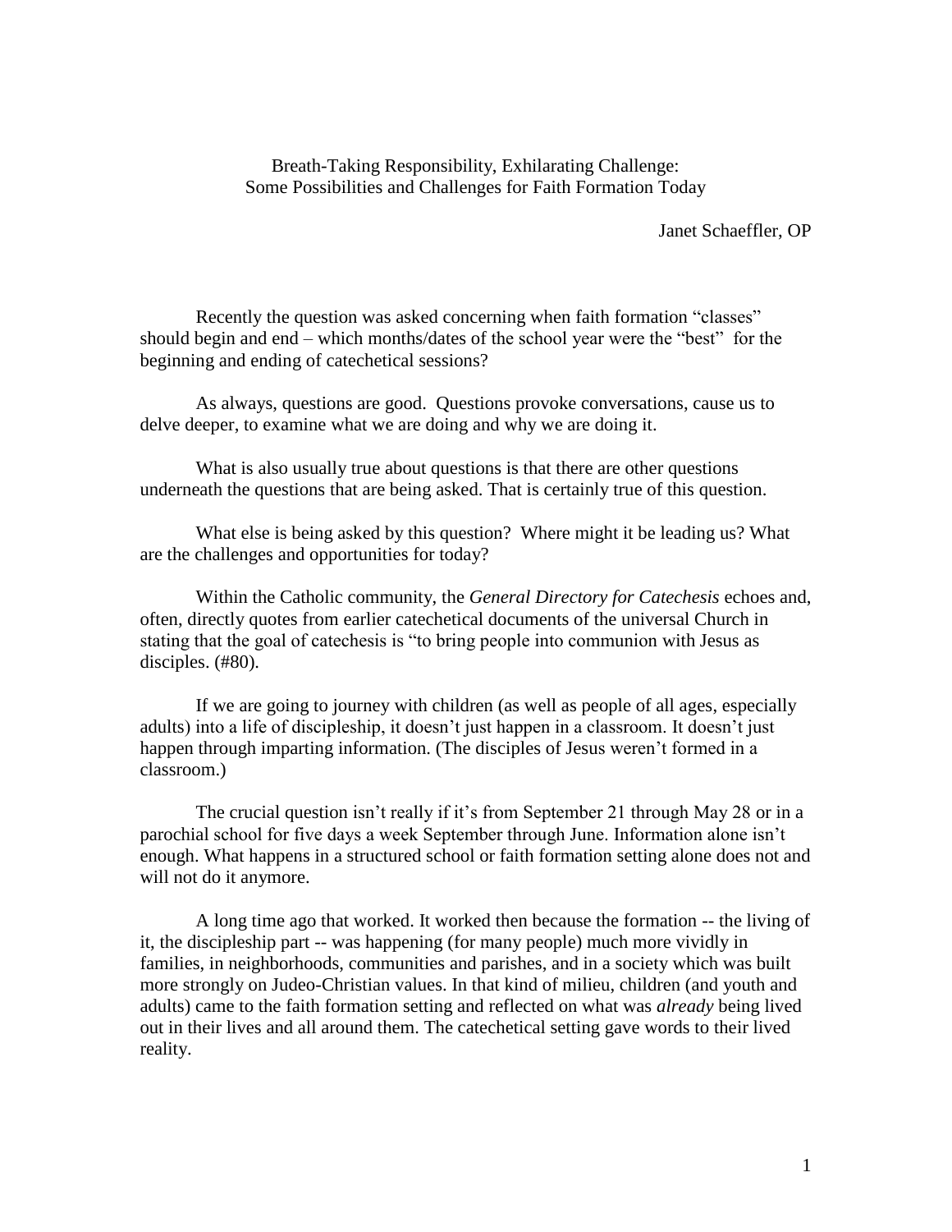# Breath-Taking Responsibility, Exhilarating Challenge: Some Possibilities and Challenges for Faith Formation Today

Janet Schaeffler, OP

Recently the question was asked concerning when faith formation "classes" should begin and end – which months/dates of the school year were the "best" for the beginning and ending of catechetical sessions?

As always, questions are good. Questions provoke conversations, cause us to delve deeper, to examine what we are doing and why we are doing it.

What is also usually true about questions is that there are other questions underneath the questions that are being asked. That is certainly true of this question.

What else is being asked by this question? Where might it be leading us? What are the challenges and opportunities for today?

Within the Catholic community, the *General Directory for Catechesis* echoes and, often, directly quotes from earlier catechetical documents of the universal Church in stating that the goal of catechesis is "to bring people into communion with Jesus as disciples. (#80).

If we are going to journey with children (as well as people of all ages, especially adults) into a life of discipleship, it doesn't just happen in a classroom. It doesn't just happen through imparting information. (The disciples of Jesus weren't formed in a classroom.)

The crucial question isn't really if it's from September 21 through May 28 or in a parochial school for five days a week September through June. Information alone isn't enough. What happens in a structured school or faith formation setting alone does not and will not do it anymore.

A long time ago that worked. It worked then because the formation -- the living of it, the discipleship part -- was happening (for many people) much more vividly in families, in neighborhoods, communities and parishes, and in a society which was built more strongly on Judeo-Christian values. In that kind of milieu, children (and youth and adults) came to the faith formation setting and reflected on what was *already* being lived out in their lives and all around them. The catechetical setting gave words to their lived reality.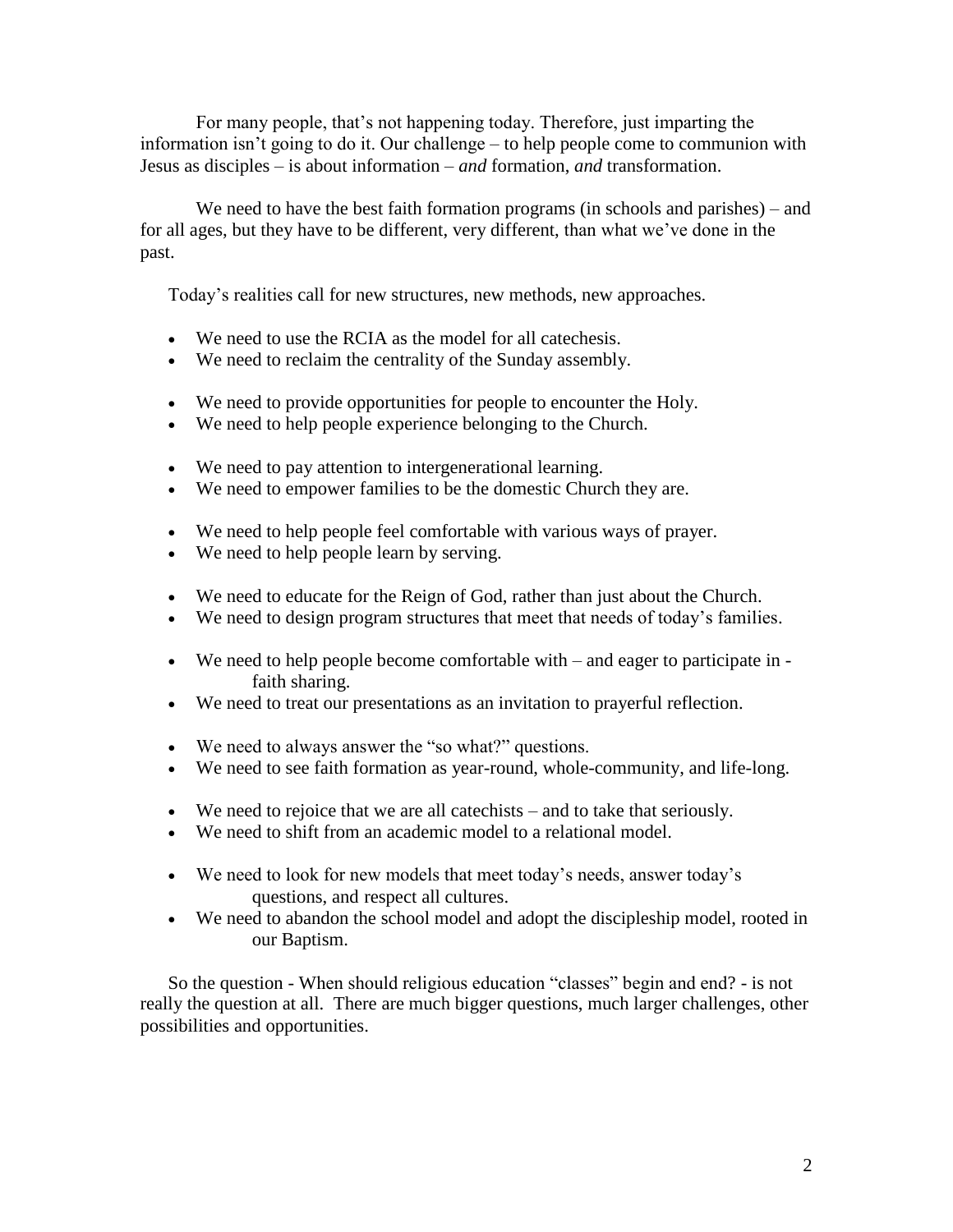For many people, that's not happening today. Therefore, just imparting the information isn't going to do it. Our challenge – to help people come to communion with Jesus as disciples – is about information – *and* formation, *and* transformation.

We need to have the best faith formation programs (in schools and parishes) – and for all ages, but they have to be different, very different, than what we've done in the past.

Today's realities call for new structures, new methods, new approaches.

- We need to use the RCIA as the model for all catechesis.
- We need to reclaim the centrality of the Sunday assembly.

- We need to provide opportunities for people to encounter the Holy.
- We need to help people experience belonging to the Church.

- We need to pay attention to intergenerational learning.
- We need to empower families to be the domestic Church they are.

- We need to help people feel comfortable with various ways of prayer.
- We need to help people learn by serving.

- We need to educate for the Reign of God, rather than just about the Church.
- We need to design program structures that meet that needs of today's families.

- We need to help people become comfortable with – and eager to participate in - faith sharing.
- We need to treat our presentations as an invitation to prayerful reflection.

- We need to always answer the "so what?" questions.
- We need to see faith formation as year-round, whole-community, and life-long.

- We need to rejoice that we are all catechists – and to take that seriously.
- We need to shift from an academic model to a relational model.

- We need to look for new models that meet today's needs, answer today's questions, and respect all cultures.
- We need to abandon the school model and adopt the discipleship model, rooted in our Baptism.

So the question - When should religious education "classes" begin and end? - is not really the question at all. There are much bigger questions, much larger challenges, other possibilities and opportunities.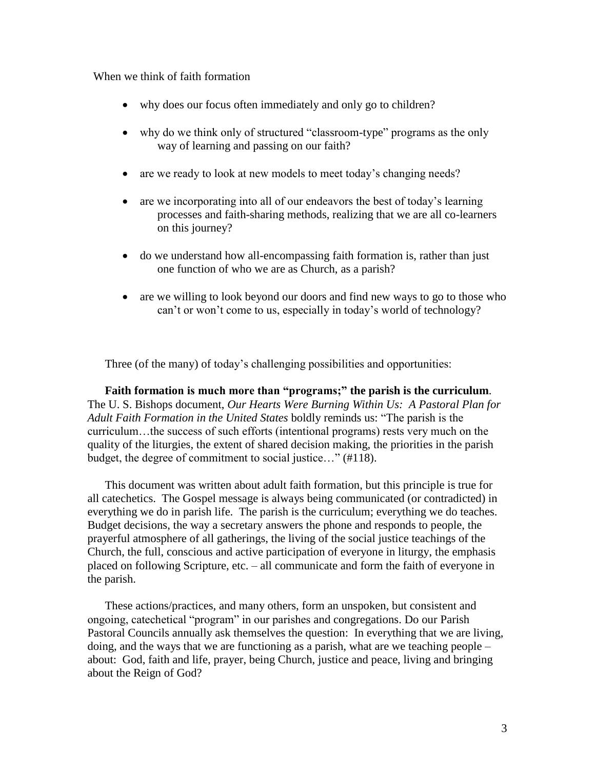When we think of faith formation

- why does our focus often immediately and only go to children?
- why do we think only of structured "classroom-type" programs as the only way of learning and passing on our faith?
- are we ready to look at new models to meet today's changing needs?
- are we incorporating into all of our endeavors the best of today's learning processes and faith-sharing methods, realizing that we are all co-learners on this journey?
- do we understand how all-encompassing faith formation is, rather than just one function of who we are as Church, as a parish?
- are we willing to look beyond our doors and find new ways to go to those who can't or won't come to us, especially in today's world of technology?

Three (of the many) of today's challenging possibilities and opportunities:

**Faith formation is much more than "programs;" the parish is the curriculum**. The U. S. Bishops document, *Our Hearts Were Burning Within Us: A Pastoral Plan for Adult Faith Formation in the United States* boldly reminds us: "The parish is the curriculum…the success of such efforts (intentional programs) rests very much on the quality of the liturgies, the extent of shared decision making, the priorities in the parish budget, the degree of commitment to social justice…" (#118).

This document was written about adult faith formation, but this principle is true for all catechetics. The Gospel message is always being communicated (or contradicted) in everything we do in parish life. The parish is the curriculum; everything we do teaches. Budget decisions, the way a secretary answers the phone and responds to people, the prayerful atmosphere of all gatherings, the living of the social justice teachings of the Church, the full, conscious and active participation of everyone in liturgy, the emphasis placed on following Scripture, etc. – all communicate and form the faith of everyone in the parish.

These actions/practices, and many others, form an unspoken, but consistent and ongoing, catechetical "program" in our parishes and congregations. Do our Parish Pastoral Councils annually ask themselves the question: In everything that we are living, doing, and the ways that we are functioning as a parish, what are we teaching people – about: God, faith and life, prayer, being Church, justice and peace, living and bringing about the Reign of God?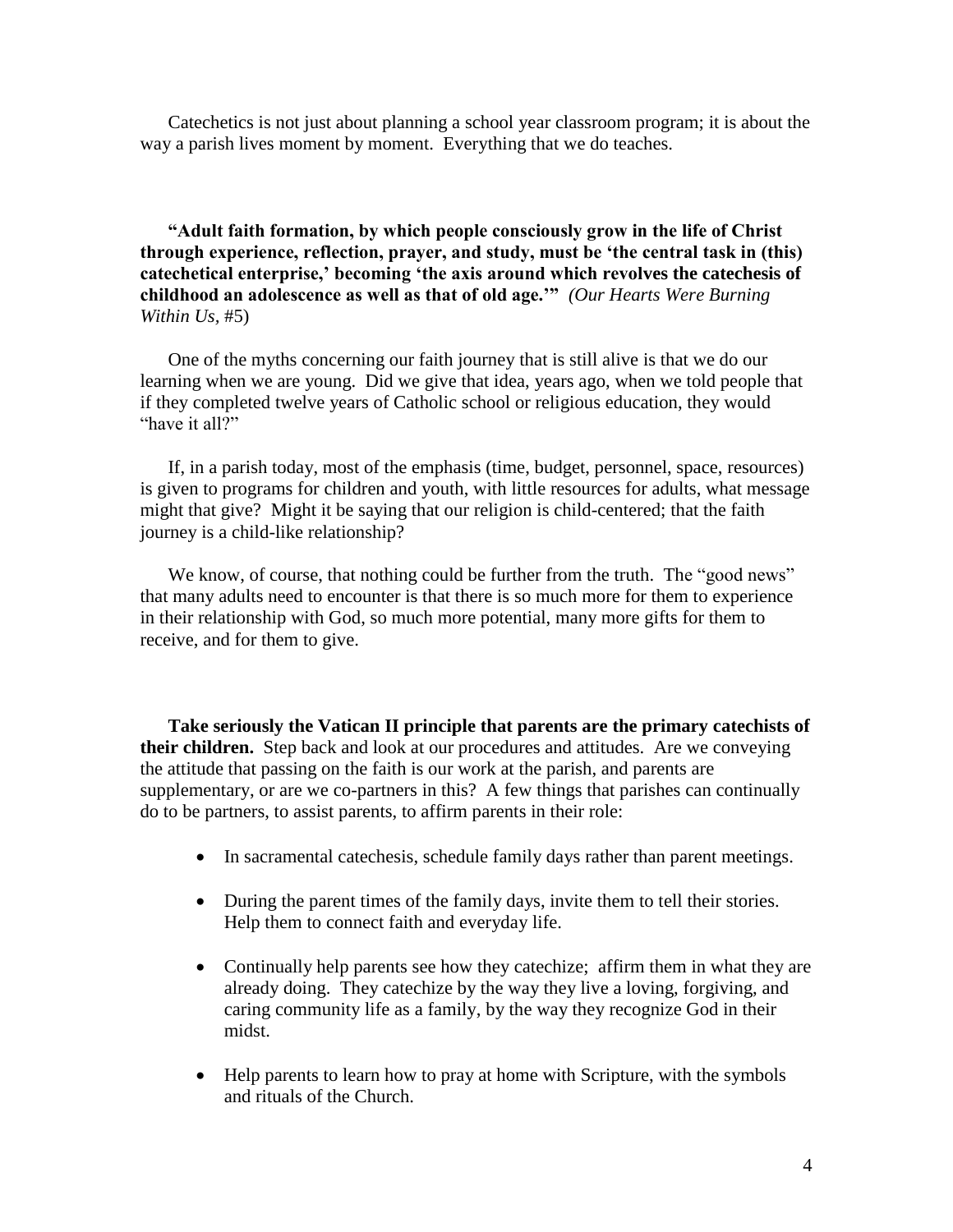Catechetics is not just about planning a school year classroom program; it is about the way a parish lives moment by moment. Everything that we do teaches.

**"Adult faith formation, by which people consciously grow in the life of Christ through experience, reflection, prayer, and study, must be 'the central task in (this) catechetical enterprise,' becoming 'the axis around which revolves the catechesis of childhood an adolescence as well as that of old age.'"** *(Our Hearts Were Burning Within Us*, #5)

One of the myths concerning our faith journey that is still alive is that we do our learning when we are young. Did we give that idea, years ago, when we told people that if they completed twelve years of Catholic school or religious education, they would "have it all?"

If, in a parish today, most of the emphasis (time, budget, personnel, space, resources) is given to programs for children and youth, with little resources for adults, what message might that give? Might it be saying that our religion is child-centered; that the faith journey is a child-like relationship?

We know, of course, that nothing could be further from the truth. The "good news" that many adults need to encounter is that there is so much more for them to experience in their relationship with God, so much more potential, many more gifts for them to receive, and for them to give.

**Take seriously the Vatican II principle that parents are the primary catechists of their children.** Step back and look at our procedures and attitudes. Are we conveying the attitude that passing on the faith is our work at the parish, and parents are supplementary, or are we co-partners in this? A few things that parishes can continually do to be partners, to assist parents, to affirm parents in their role:

- In sacramental catechesis, schedule family days rather than parent meetings.
- During the parent times of the family days, invite them to tell their stories. Help them to connect faith and everyday life.
- Continually help parents see how they catechize; affirm them in what they are already doing. They catechize by the way they live a loving, forgiving, and caring community life as a family, by the way they recognize God in their midst.
- Help parents to learn how to pray at home with Scripture, with the symbols and rituals of the Church.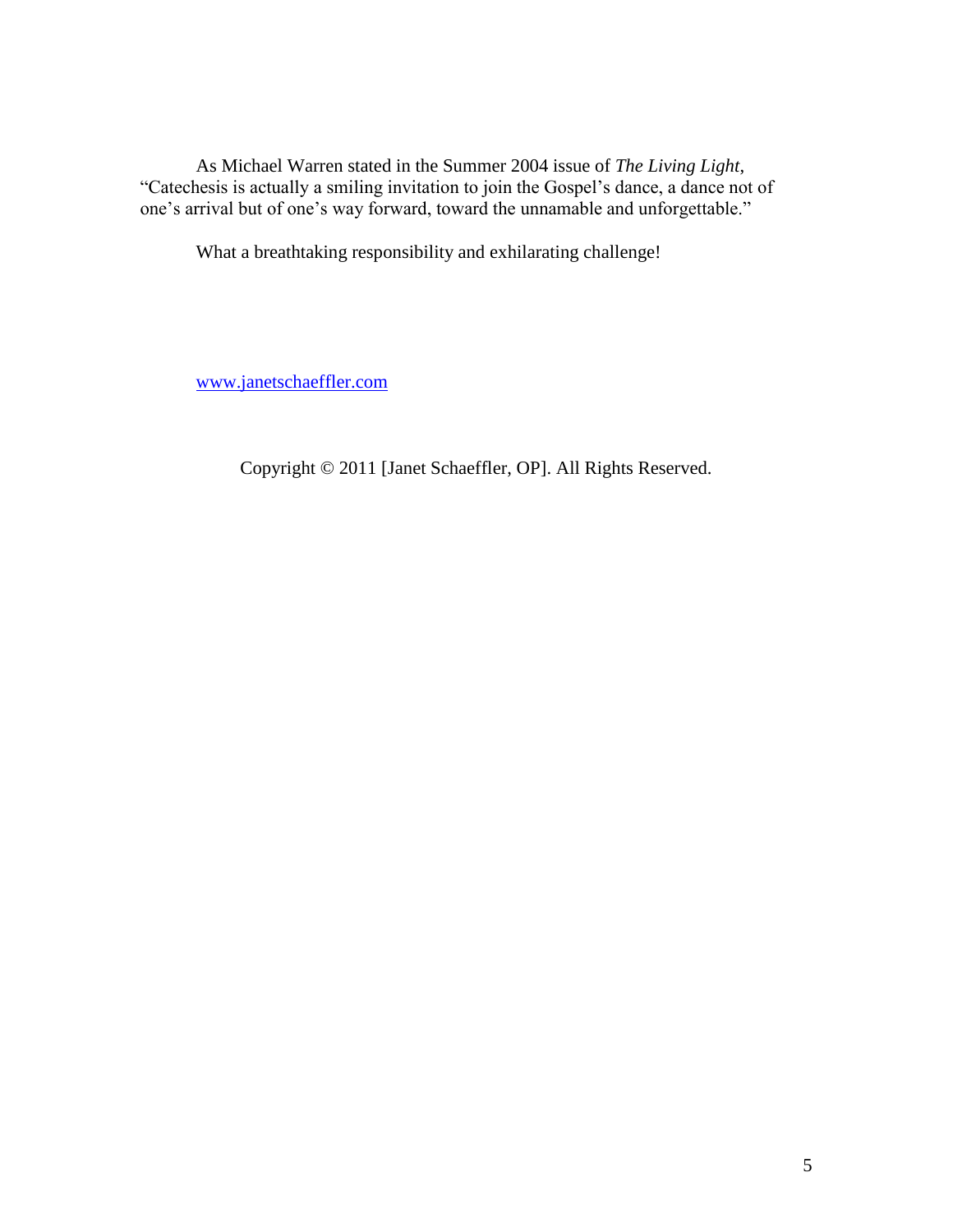As Michael Warren stated in the Summer 2004 issue of *The Living Light*, "Catechesis is actually a smiling invitation to join the Gospel's dance, a dance not of one's arrival but of one's way forward, toward the unnamable and unforgettable."

What a breathtaking responsibility and exhilarating challenge!

www.janetschaeffler.com

Copyright © 2011 [Janet Schaeffler, OP]. All Rights Reserved.